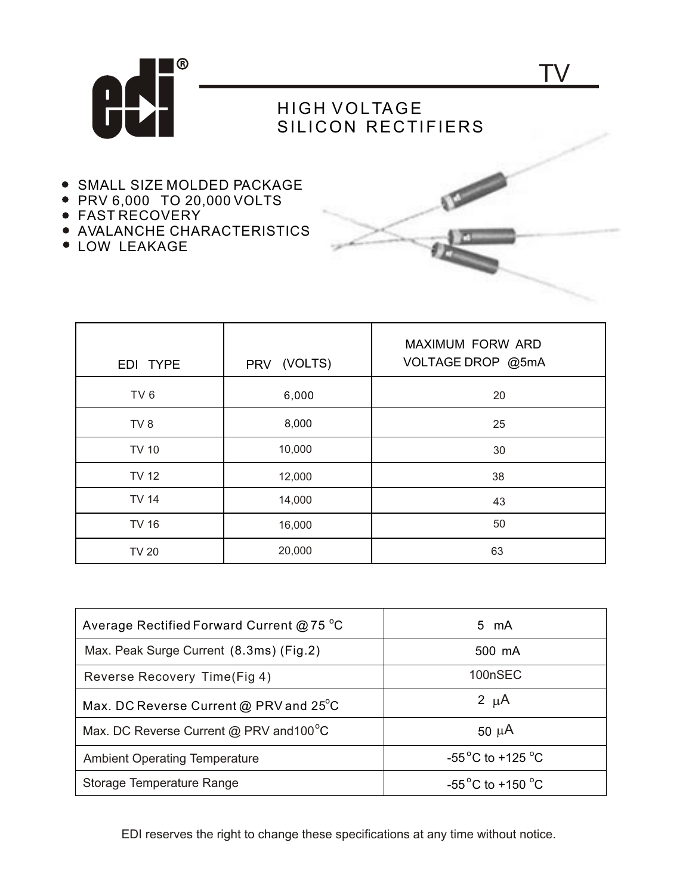# TV

## HIGH VOLTAGE SILICON RECTIFIERS

- SMALL SIZE MOLDED PACKAGE
- PRV 6,000 TO 20,000 VOLTS
- FAST RECOVERY
- AVALANCHE CHARACTERISTICS
- LOW LEAKAGE

| EDI TYPE | PRV (VOLTS) | MAXIMUM FORW ARD VOLTAGE DROP @5mA |
|---|---|---|
| TV 6 | 6,000 | 20 |
| TV 8 | 8,000 | 25 |
| TV 10 | 10,000 | 30 |
| TV 12 | 12,000 | 38 |
| TV 14 | 14,000 | 43 |
| TV 16 | 16,000 | 50 |
| TV 20 | 20,000 | 63 |

| Parameter | Value |
|---|---|
| Average Rectified Forward Current @ 75 °C | 5 mA |
| Max. Peak Surge Current (8.3ms) (Fig.2) | 500 mA |
| Reverse Recovery Time(Fig 4) | 100nSEC |
| Max. DC Reverse Current @ PRV and 25°C | 2 μA |
| Max. DC Reverse Current @ PRV and100°C | 50 μA |
| Ambient Operating Temperature | -55°C to +125 °C |
| Storage Temperature Range | -55°C to +150 °C |

EDI reserves the right to change these specifications at any time without notice.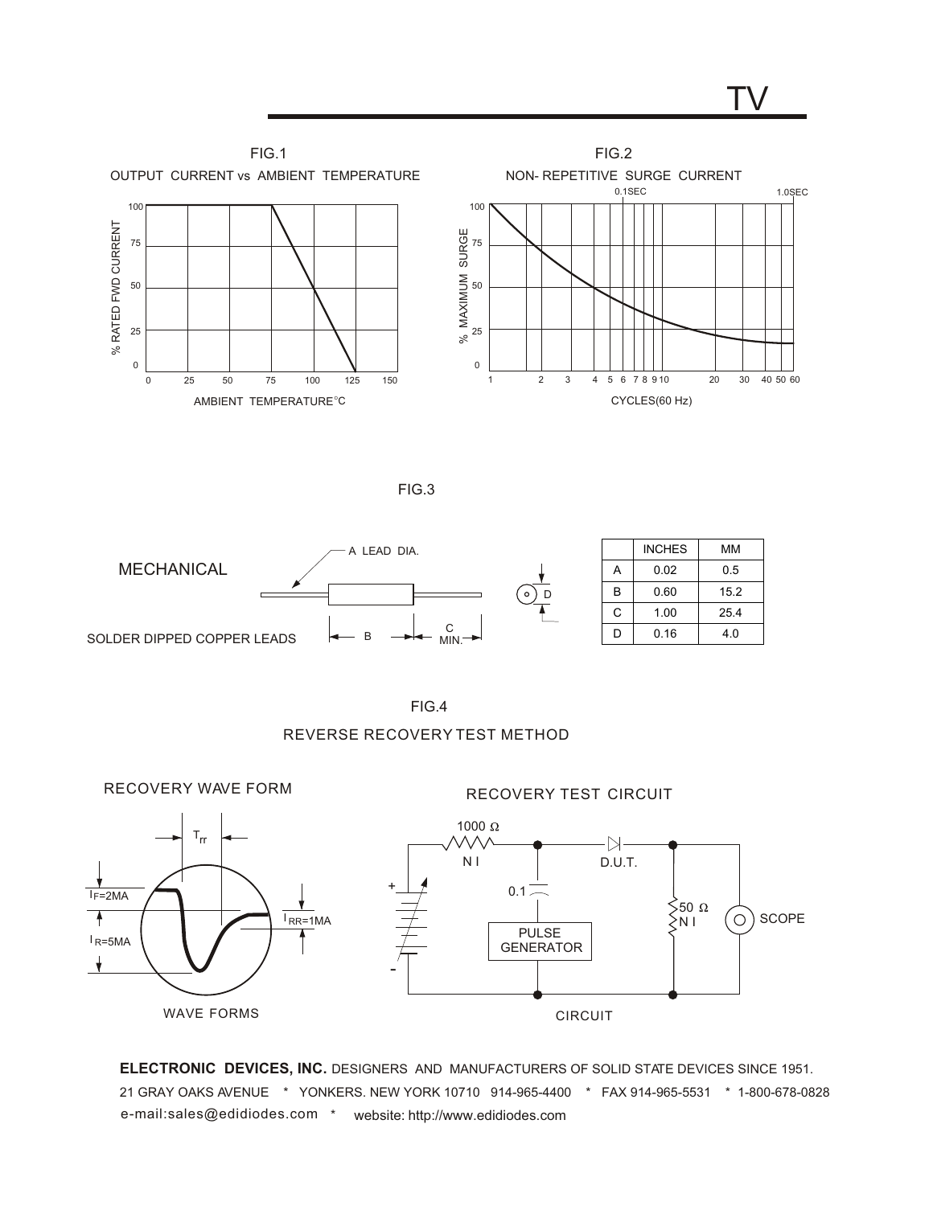TV

FIG.1

OUTPUT CURRENT vs AMBIENT TEMPERATURE

% RATED FWD CURRENT

100
75
50
25
0

0 25 50 75 100 125 150

AMBIENT TEMPERATURE°C

FIG.2

NON- REPETITIVE SURGE CURRENT

0.1SEC
1.0SEC

% MAXIMUM SURGE

100
75
50
25
0

1 2 3 4 5 6 7 8 9 10 20 30 40 50 60

CYCLES(60 Hz)

FIG.3

MECHANICAL

A LEAD DIA.

SOLDER DIPPED COPPER LEADS

B

C MIN.

D

| | INCHES | MM |
|---|---|---|
| A | 0.02 | 0.5 |
| B | 0.60 | 15.2 |
| C | 1.00 | 25.4 |
| D | 0.16 | 4.0 |

FIG.4

REVERSE RECOVERY TEST METHOD

RECOVERY WAVE FORM

$T_{rr}$

$I_F$=2MA

$I_R$=5MA

$I_{RR}$=1MA

WAVE FORMS

RECOVERY TEST CIRCUIT

1000 Ω
N I

D.U.T.

0.1

PULSE GENERATOR

50 Ω
N I

SCOPE

+

-

CIRCUIT

**ELECTRONIC DEVICES, INC.** DESIGNERS AND MANUFACTURERS OF SOLID STATE DEVICES SINCE 1951.

21 GRAY OAKS AVENUE * YONKERS. NEW YORK 10710 914-965-4400 * FAX 914-965-5531 * 1-800-678-0828

e-mail:sales@edidiodes.com * website: http://www.edidiodes.com